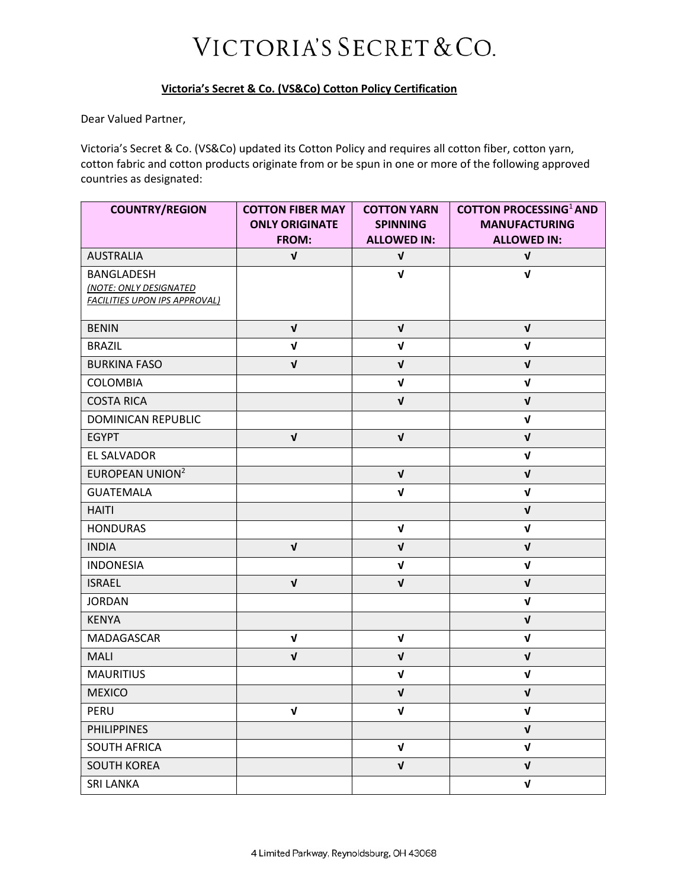# VICTORIA'S SECRET & CO.

**Victoria's Secret & Co. (VS&Co) Cotton Policy Certification**

Dear Valued Partner,

Victoria's Secret & Co. (VS&Co) updated its Cotton Policy and requires all cotton fiber, cotton yarn, cotton fabric and cotton products originate from or be spun in one or more of the following approved countries as designated:

| COUNTRY/REGION | COTTON FIBER MAY ONLY ORIGINATE FROM: | COTTON YARN SPINNING ALLOWED IN: | COTTON PROCESSING[1] AND MANUFACTURING ALLOWED IN: |
|---|---|---|---|
| AUSTRALIA | √ | √ | √ |
| BANGLADESH *(NOTE: ONLY DESIGNATED FACILITIES UPON IPS APPROVAL)* | | √ | √ |
| BENIN | √ | √ | √ |
| BRAZIL | √ | √ | √ |
| BURKINA FASO | √ | √ | √ |
| COLOMBIA | | √ | √ |
| COSTA RICA | | √ | √ |
| DOMINICAN REPUBLIC | | | √ |
| EGYPT | √ | √ | √ |
| EL SALVADOR | | | √ |
| EUROPEAN UNION[2] | | √ | √ |
| GUATEMALA | | √ | √ |
| HAITI | | | √ |
| HONDURAS | | √ | √ |
| INDIA | √ | √ | √ |
| INDONESIA | | √ | √ |
| ISRAEL | √ | √ | √ |
| JORDAN | | | √ |
| KENYA | | | √ |
| MADAGASCAR | √ | √ | √ |
| MALI | √ | √ | √ |
| MAURITIUS | | √ | √ |
| MEXICO | | √ | √ |
| PERU | √ | √ | √ |
| PHILIPPINES | | | √ |
| SOUTH AFRICA | | √ | √ |
| SOUTH KOREA | | √ | √ |
| SRI LANKA | | | √ |

4 Limited Parkway, Reynoldsburg, OH 43068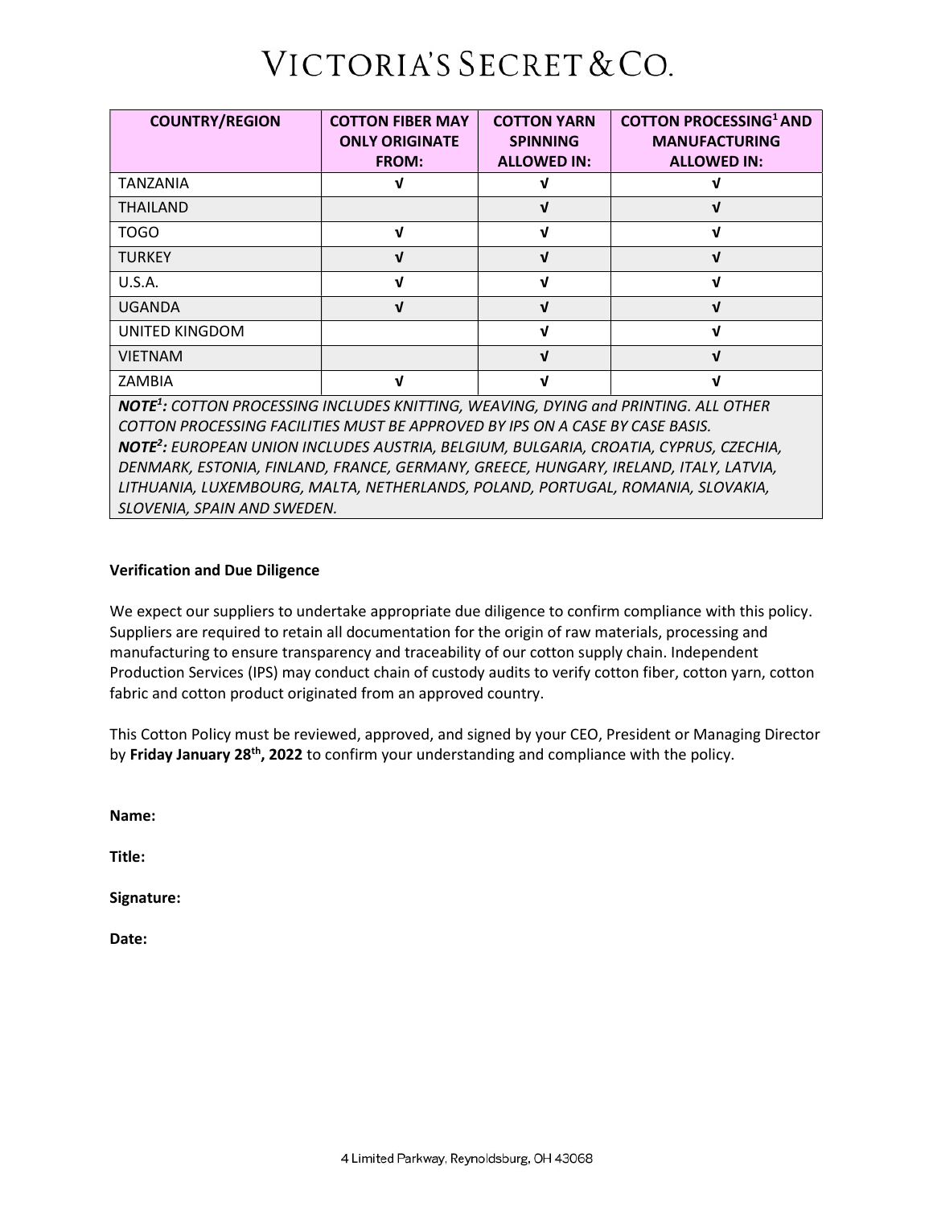| COUNTRY/REGION | COTTON FIBER MAY ONLY ORIGINATE FROM: | COTTON YARN SPINNING ALLOWED IN: | COTTON PROCESSING[1] AND MANUFACTURING ALLOWED IN: |
|---|---|---|---|
| TANZANIA | √ | √ | √ |
| THAILAND | | √ | √ |
| TOGO | √ | √ | √ |
| TURKEY | √ | √ | √ |
| U.S.A. | √ | √ | √ |
| UGANDA | √ | √ | √ |
| UNITED KINGDOM | | √ | √ |
| VIETNAM | | √ | √ |
| ZAMBIA | √ | √ | √ |

***NOTE[1]:*** *COTTON PROCESSING INCLUDES KNITTING, WEAVING, DYING and PRINTING. ALL OTHER COTTON PROCESSING FACILITIES MUST BE APPROVED BY IPS ON A CASE BY CASE BASIS.*
***NOTE[2]:*** *EUROPEAN UNION INCLUDES AUSTRIA, BELGIUM, BULGARIA, CROATIA, CYPRUS, CZECHIA, DENMARK, ESTONIA, FINLAND, FRANCE, GERMANY, GREECE, HUNGARY, IRELAND, ITALY, LATVIA, LITHUANIA, LUXEMBOURG, MALTA, NETHERLANDS, POLAND, PORTUGAL, ROMANIA, SLOVAKIA, SLOVENIA, SPAIN AND SWEDEN.*

**Verification and Due Diligence**

We expect our suppliers to undertake appropriate due diligence to confirm compliance with this policy. Suppliers are required to retain all documentation for the origin of raw materials, processing and manufacturing to ensure transparency and traceability of our cotton supply chain. Independent Production Services (IPS) may conduct chain of custody audits to verify cotton fiber, cotton yarn, cotton fabric and cotton product originated from an approved country.

This Cotton Policy must be reviewed, approved, and signed by your CEO, President or Managing Director by **Friday January 28th, 2022** to confirm your understanding and compliance with the policy.

**Name:**

**Title:**

**Signature:**

**Date:**